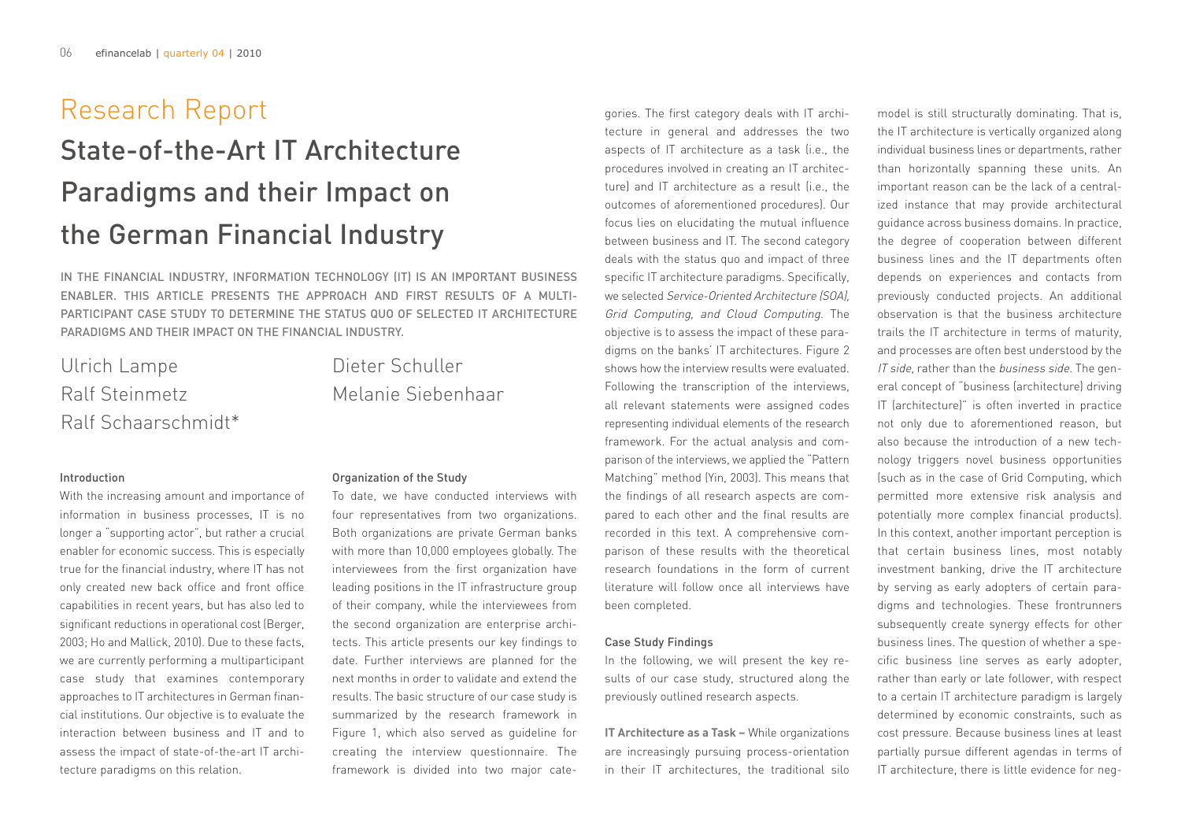# Research Report

## State-of-the-Art IT Architecture Paradigms and their Impact on the German Financial Industry

IN THE FINANCIAL INDUSTRY, INFORMATION TECHNOLOGY (IT) IS AN IMPORTANT BUSINESS ENABLER. THIS ARTICLE PRESENTS THE APPROACH AND FIRST RESULTS OF A MULTI-PARTICIPANT CASE STUDY TO DETERMINE THE STATUS QUO OF SELECTED IT ARCHITECTURE PARADIGMS AND THEIR IMPACT ON THE FINANCIAL INDUSTRY.

Ulrich Lampe
Ralf Steinmetz
Ralf Schaarschmidt*
Dieter Schuller
Melanie Siebenhaar

### Introduction

With the increasing amount and importance of information in business processes, IT is no longer a "supporting actor", but rather a crucial enabler for economic success. This is especially true for the financial industry, where IT has not only created new back office and front office capabilities in recent years, but has also led to significant reductions in operational cost (Berger, 2003; Ho and Mallick, 2010). Due to these facts, we are currently performing a multiparticipant case study that examines contemporary approaches to IT architectures in German financial institutions. Our objective is to evaluate the interaction between business and IT and to assess the impact of state-of-the-art IT architecture paradigms on this relation.

### Organization of the Study

To date, we have conducted interviews with four representatives from two organizations. Both organizations are private German banks with more than 10,000 employees globally. The interviewees from the first organization have leading positions in the IT infrastructure group of their company, while the interviewees from the second organization are enterprise architects. This article presents our key findings to date. Further interviews are planned for the next months in order to validate and extend the results. The basic structure of our case study is summarized by the research framework in Figure 1, which also served as guideline for creating the interview questionnaire. The framework is divided into two major categories. The first category deals with IT architecture in general and addresses the two aspects of IT architecture as a task (i.e., the procedures involved in creating an IT architecture) and IT architecture as a result (i.e., the outcomes of aforementioned procedures). Our focus lies on elucidating the mutual influence between business and IT. The second category deals with the status quo and impact of three specific IT architecture paradigms. Specifically, we selected *Service-Oriented Architecture (SOA), Grid Computing, and Cloud Computing*. The objective is to assess the impact of these paradigms on the banks' IT architectures. Figure 2 shows how the interview results were evaluated. Following the transcription of the interviews, all relevant statements were assigned codes representing individual elements of the research framework. For the actual analysis and comparison of the interviews, we applied the "Pattern Matching" method (Yin, 2003). This means that the findings of all research aspects are compared to each other and the final results are recorded in this text. A comprehensive comparison of these results with the theoretical research foundations in the form of current literature will follow once all interviews have been completed.

### Case Study Findings

In the following, we will present the key results of our case study, structured along the previously outlined research aspects.

**IT Architecture as a Task –** While organizations are increasingly pursuing process-orientation in their IT architectures, the traditional silo model is still structurally dominating. That is, the IT architecture is vertically organized along individual business lines or departments, rather than horizontally spanning these units. An important reason can be the lack of a centralized instance that may provide architectural guidance across business domains. In practice, the degree of cooperation between different business lines and the IT departments often depends on experiences and contacts from previously conducted projects. An additional observation is that the business architecture trails the IT architecture in terms of maturity, and processes are often best understood by the *IT side*, rather than the *business side*. The general concept of "business (architecture) driving IT (architecture)" is often inverted in practice not only due to aforementioned reason, but also because the introduction of a new technology triggers novel business opportunities (such as in the case of Grid Computing, which permitted more extensive risk analysis and potentially more complex financial products). In this context, another important perception is that certain business lines, most notably investment banking, drive the IT architecture by serving as early adopters of certain paradigms and technologies. These frontrunners subsequently create synergy effects for other business lines. The question of whether a specific business line serves as early adopter, rather than early or late follower, with respect to a certain IT architecture paradigm is largely determined by economic constraints, such as cost pressure. Because business lines at least partially pursue different agendas in terms of IT architecture, there is little evidence for neg-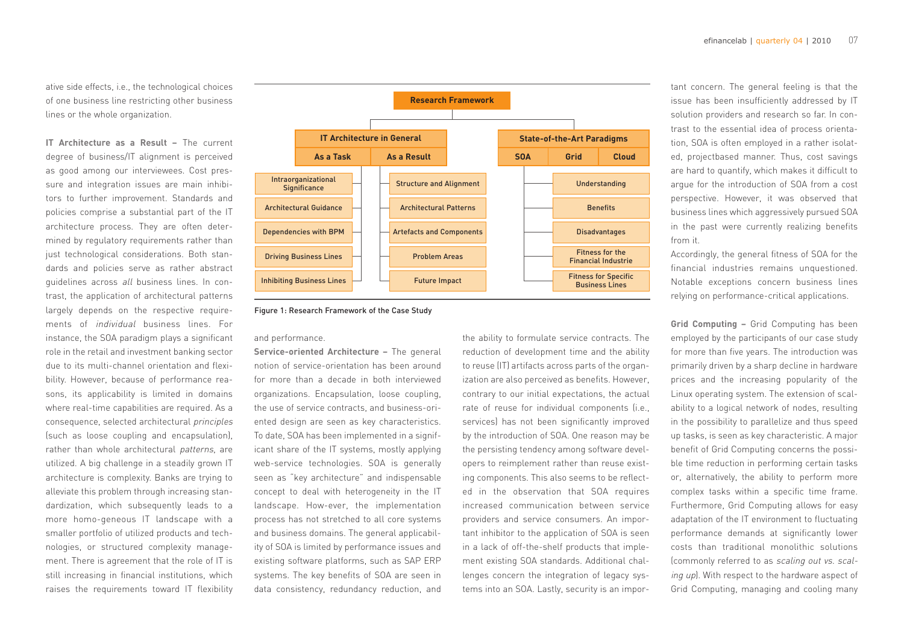ative side effects, i.e., the technological choices of one business line restricting other business lines or the whole organization.

**IT Architecture as a Result –** The current degree of business/IT alignment is perceived as good among our interviewees. Cost pressure and integration issues are main inhibitors to further improvement. Standards and policies comprise a substantial part of the IT architecture process. They are often determined by regulatory requirements rather than just technological considerations. Both standards and policies serve as rather abstract guidelines across *all* business lines. In contrast, the application of architectural patterns largely depends on the respective requirements of *individual* business lines. For instance, the SOA paradigm plays a significant role in the retail and investment banking sector due to its multi-channel orientation and flexibility. However, because of performance reasons, its applicability is limited in domains where real-time capabilities are required. As a consequence, selected architectural *principles* (such as loose coupling and encapsulation), rather than whole architectural *patterns*, are utilized. A big challenge in a steadily grown IT architecture is complexity. Banks are trying to alleviate this problem through increasing standardization, which subsequently leads to a more homo-geneous IT landscape with a smaller portfolio of utilized products and technologies, or structured complexity management. There is agreement that the role of IT is still increasing in financial institutions, which raises the requirements toward IT flexibility and performance.

| Research Framework | | | | |
|---|---|---|---|---|
| IT Architecture in General | | State-of-the-Art Paradigms | | |
| As a Task | As a Result | SOA | Grid | Cloud |
| Intraorganizational Significance | Structure and Alignment | Understanding | | |
| Architectural Guidance | Architectural Patterns | Benefits | | |
| Dependencies with BPM | Artefacts and Components | Disadvantages | | |
| Driving Business Lines | Problem Areas | Fitness for the Financial Industrie | | |
| Inhibiting Business Lines | Future Impact | Fitness for Specific Business Lines | | |

Figure 1: Research Framework of the Case Study

**Service-oriented Architecture –** The general notion of service-orientation has been around for more than a decade in both interviewed organizations. Encapsulation, loose coupling, the use of service contracts, and business-oriented design are seen as key characteristics. To date, SOA has been implemented in a significant share of the IT systems, mostly applying web-service technologies. SOA is generally seen as "key architecture" and indispensable concept to deal with heterogeneity in the IT landscape. How-ever, the implementation process has not stretched to all core systems and business domains. The general applicability of SOA is limited by performance issues and existing software platforms, such as SAP ERP systems. The key benefits of SOA are seen in data consistency, redundancy reduction, and the ability to formulate service contracts. The reduction of development time and the ability to reuse (IT) artifacts across parts of the organization are also perceived as benefits. However, contrary to our initial expectations, the actual rate of reuse for individual components (i.e., services) has not been significantly improved by the introduction of SOA. One reason may be the persisting tendency among software developers to reimplement rather than reuse existing components. This also seems to be reflected in the observation that SOA requires increased communication between service providers and service consumers. An important inhibitor to the application of SOA is seen in a lack of off-the-shelf products that implement existing SOA standards. Additional challenges concern the integration of legacy systems into an SOA. Lastly, security is an important concern. The general feeling is that the issue has been insufficiently addressed by IT solution providers and research so far. In contrast to the essential idea of process orientation, SOA is often employed in a rather isolated, projectbased manner. Thus, cost savings are hard to quantify, which makes it difficult to argue for the introduction of SOA from a cost perspective. However, it was observed that business lines which aggressively pursued SOA in the past were currently realizing benefits from it.

Accordingly, the general fitness of SOA for the financial industries remains unquestioned. Notable exceptions concern business lines relying on performance-critical applications.

**Grid Computing –** Grid Computing has been employed by the participants of our case study for more than five years. The introduction was primarily driven by a sharp decline in hardware prices and the increasing popularity of the Linux operating system. The extension of scalability to a logical network of nodes, resulting in the possibility to parallelize and thus speed up tasks, is seen as key characteristic. A major benefit of Grid Computing concerns the possible time reduction in performing certain tasks or, alternatively, the ability to perform more complex tasks within a specific time frame. Furthermore, Grid Computing allows for easy adaptation of the IT environment to fluctuating performance demands at significantly lower costs than traditional monolithic solutions (commonly referred to as *scaling out vs. scaling up*). With respect to the hardware aspect of Grid Computing, managing and cooling many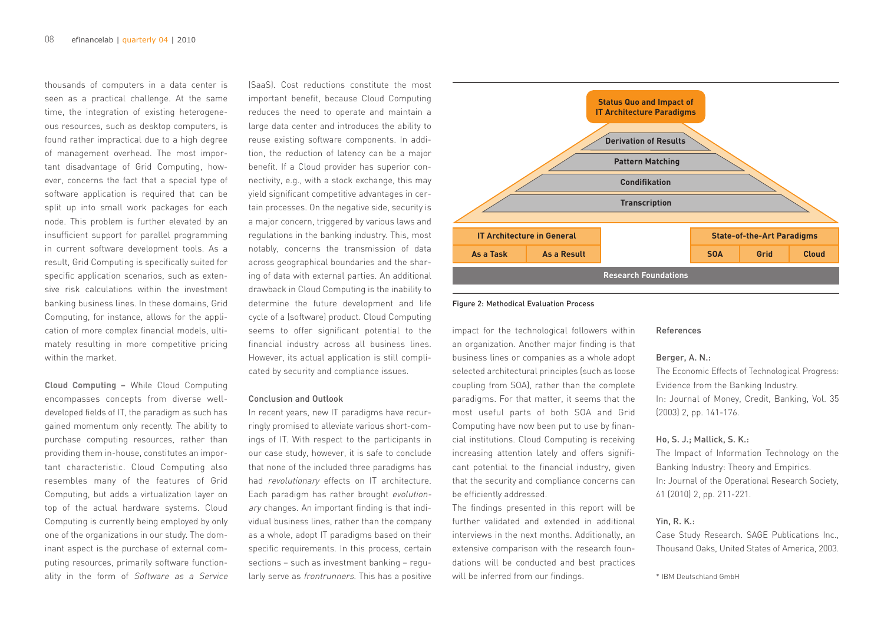thousands of computers in a data center is seen as a practical challenge. At the same time, the integration of existing heterogeneous resources, such as desktop computers, is found rather impractical due to a high degree of management overhead. The most important disadvantage of Grid Computing, however, concerns the fact that a special type of software application is required that can be split up into small work packages for each node. This problem is further elevated by an insufficient support for parallel programming in current software development tools. As a result, Grid Computing is specifically suited for specific application scenarios, such as extensive risk calculations within the investment banking business lines. In these domains, Grid Computing, for instance, allows for the application of more complex financial models, ultimately resulting in more competitive pricing within the market.

**Cloud Computing –** While Cloud Computing encompasses concepts from diverse well-developed fields of IT, the paradigm as such has gained momentum only recently. The ability to purchase computing resources, rather than providing them in-house, constitutes an important characteristic. Cloud Computing also resembles many of the features of Grid Computing, but adds a virtualization layer on top of the actual hardware systems. Cloud Computing is currently being employed by only one of the organizations in our study. The dominant aspect is the purchase of external computing resources, primarily software functionality in the form of *Software as a Service* (SaaS). Cost reductions constitute the most important benefit, because Cloud Computing reduces the need to operate and maintain a large data center and introduces the ability to reuse existing software components. In addition, the reduction of latency can be a major benefit. If a Cloud provider has superior connectivity, e.g., with a stock exchange, this may yield significant competitive advantages in certain processes. On the negative side, security is a major concern, triggered by various laws and regulations in the banking industry. This, most notably, concerns the transmission of data across geographical boundaries and the sharing of data with external parties. An additional drawback in Cloud Computing is the inability to determine the future development and life cycle of a (software) product. Cloud Computing seems to offer significant potential to the financial industry across all business lines. However, its actual application is still complicated by security and compliance issues.

### Conclusion and Outlook

In recent years, new IT paradigms have recurringly promised to alleviate various short-comings of IT. With respect to the participants in our case study, however, it is safe to conclude that none of the included three paradigms has had *revolutionary* effects on IT architecture. Each paradigm has rather brought *evolutionary* changes. An important finding is that individual business lines, rather than the company as a whole, adopt IT paradigms based on their specific requirements. In this process, certain sections – such as investment banking – regularly serve as *frontrunners*. This has a positive impact for the technological followers within an organization. Another major finding is that business lines or companies as a whole adopt selected architectural principles (such as loose coupling from SOA), rather than the complete paradigms. For that matter, it seems that the most useful parts of both SOA and Grid Computing have now been put to use by financial institutions. Cloud Computing is receiving increasing attention lately and offers significant potential to the financial industry, given that the security and compliance concerns can be efficiently addressed.

The findings presented in this report will be further validated and extended in additional interviews in the next months. Additionally, an extensive comparison with the research foundations will be conducted and best practices will be inferred from our findings.

Status Quo and Impact of IT Architecture Paradigms
Derivation of Results
Pattern Matching
Condifikation
Transcription
IT Architecture in General
As a Task
As a Result
State-of-the-Art Paradigms
SOA
Grid
Cloud
Research Foundations

Figure 2: Methodical Evaluation Process

### References

**Berger, A. N.:**
The Economic Effects of Technological Progress: Evidence from the Banking Industry.
In: Journal of Money, Credit, Banking, Vol. 35 (2003) 2, pp. 141-176.

**Ho, S. J.; Mallick, S. K.:**
The Impact of Information Technology on the Banking Industry: Theory and Empirics.
In: Journal of the Operational Research Society, 61 (2010) 2, pp. 211-221.

**Yin, R. K.:**
Case Study Research. SAGE Publications Inc., Thousand Oaks, United States of America, 2003.

\* IBM Deutschland GmbH